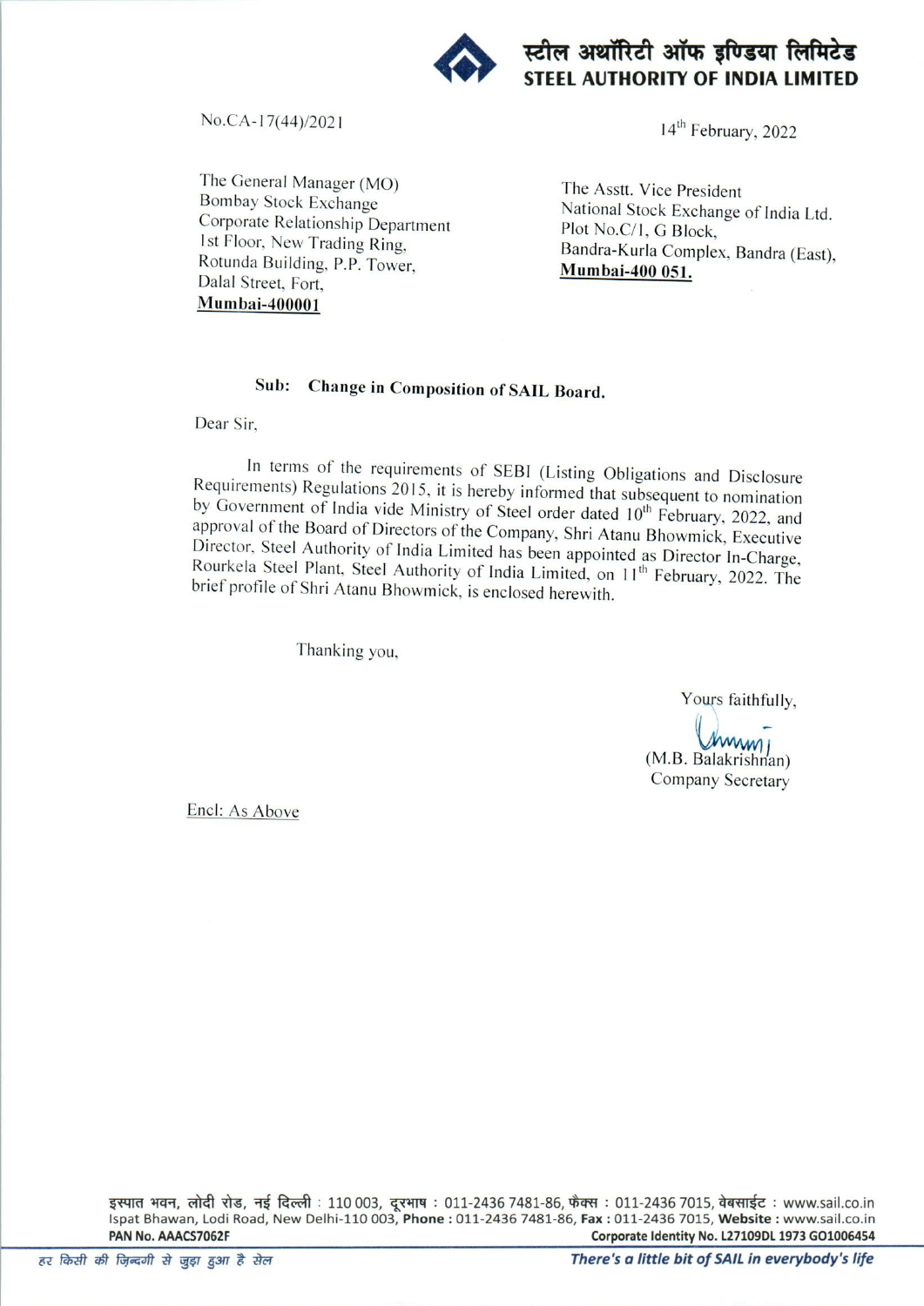स्टील अथॉरिटी ऑफ इण्डिया लिमिटेड
**STEEL AUTHORITY OF INDIA LIMITED**

No.CA-17(44)/2021

14th February, 2022

The General Manager (MO)
Bombay Stock Exchange
Corporate Relationship Department
1st Floor, New Trading Ring,
Rotunda Building, P.P. Tower,
Dalal Street, Fort,
**Mumbai-400001**

The Asstt. Vice President
National Stock Exchange of India Ltd.
Plot No.C/1, G Block,
Bandra-Kurla Complex, Bandra (East),
**Mumbai-400 051.**

**Sub: Change in Composition of SAIL Board.**

Dear Sir,

In terms of the requirements of SEBI (Listing Obligations and Disclosure Requirements) Regulations 2015, it is hereby informed that subsequent to nomination by Government of India vide Ministry of Steel order dated 10th February, 2022, and approval of the Board of Directors of the Company, Shri Atanu Bhowmick, Executive Director, Steel Authority of India Limited has been appointed as Director In-Charge, Rourkela Steel Plant, Steel Authority of India Limited, on 11th February, 2022. The brief profile of Shri Atanu Bhowmick, is enclosed herewith.

Thanking you,

Yours faithfully,

(M.B. Balakrishnan)
Company Secretary

Encl: As Above

इस्पात भवन, लोदी रोड, नई दिल्ली : 110 003, दूरभाष : 011-2436 7481-86, फैक्स : 011-2436 7015, वेबसाईट : www.sail.co.in
Ispat Bhawan, Lodi Road, New Delhi-110 003, **Phone** : 011-2436 7481-86, **Fax** : 011-2436 7015, **Website** : www.sail.co.in
**PAN No. AAACS7062F**
**Corporate Identity No. L27109DL 1973 GO1006454**

*हर किसी की ज़िन्दगी से जुड़ा हुआ है सेल*
***There's a little bit of SAIL in everybody's life***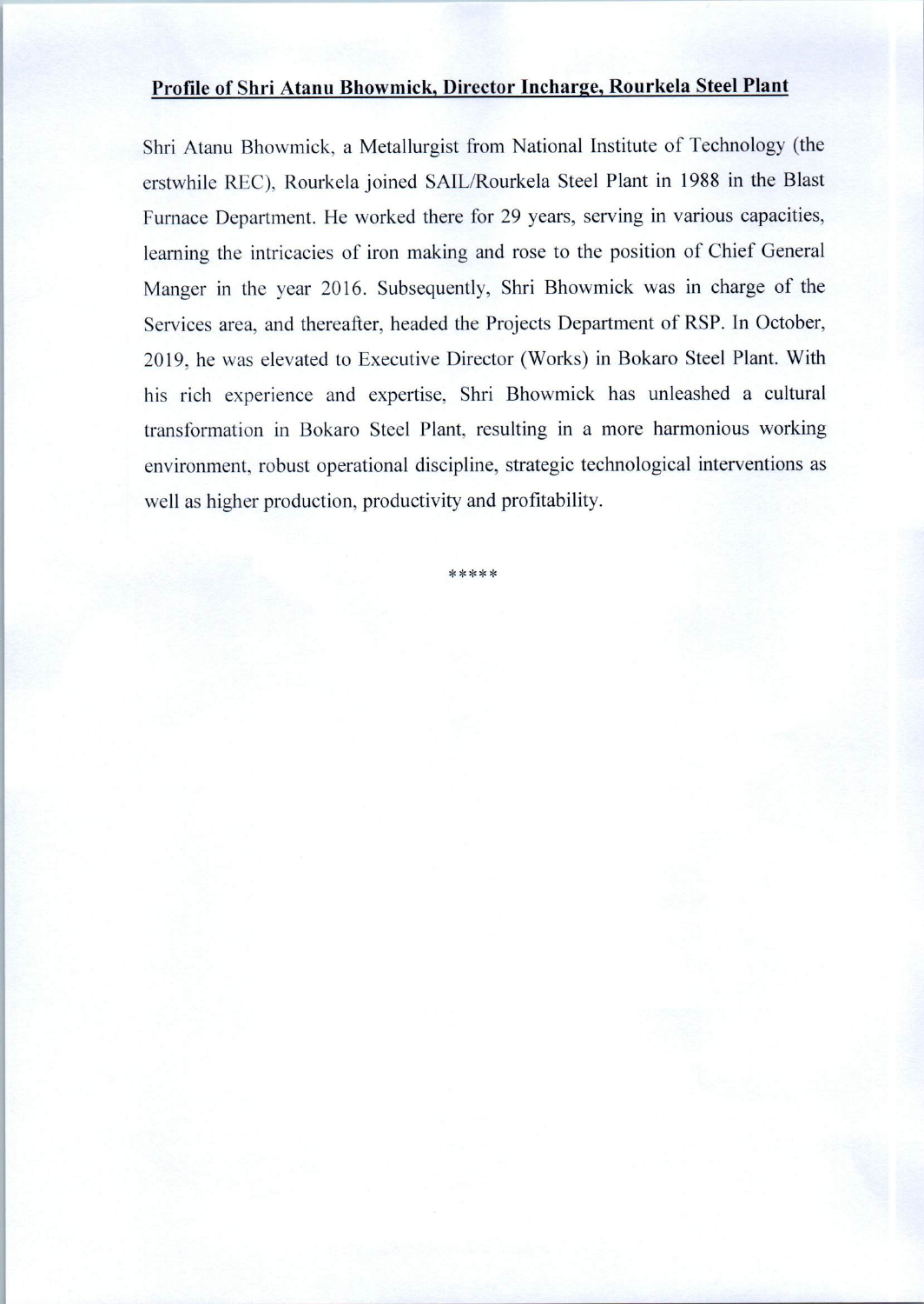**Profile of Shri Atanu Bhowmick, Director Incharge, Rourkela Steel Plant**

Shri Atanu Bhowmick, a Metallurgist from National Institute of Technology (the erstwhile REC), Rourkela joined SAIL/Rourkela Steel Plant in 1988 in the Blast Furnace Department. He worked there for 29 years, serving in various capacities, learning the intricacies of iron making and rose to the position of Chief General Manger in the year 2016. Subsequently, Shri Bhowmick was in charge of the Services area, and thereafter, headed the Projects Department of RSP. In October, 2019, he was elevated to Executive Director (Works) in Bokaro Steel Plant. With his rich experience and expertise, Shri Bhowmick has unleashed a cultural transformation in Bokaro Steel Plant, resulting in a more harmonious working environment, robust operational discipline, strategic technological interventions as well as higher production, productivity and profitability.

*****